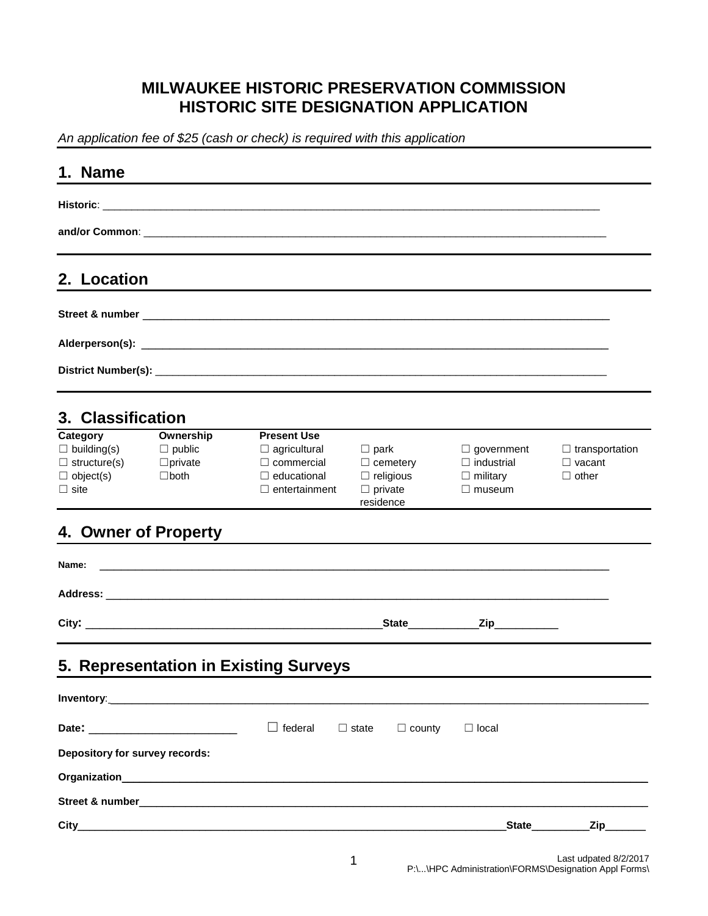# MILWAUKEE HISTORIC PRESERVATION COMMISSION
# HISTORIC SITE DESIGNATION APPLICATION

*An application fee of $25 (cash or check) is required with this application*

## 1. Name

**Historic**: ___________________________________________________________________________

**and/or Common**: ______________________________________________________________________

## 2. Location

**Street & number** ______________________________________________________________________

**Alderperson(s):** ______________________________________________________________________

**District Number(s):** ___________________________________________________________________

## 3. Classification

| Category | Ownership | Present Use | | | |
|---|---|---|---|---|---|
| ☐ building(s) | ☐ public | ☐ agricultural | ☐ park | ☐ government | ☐ transportation |
| ☐ structure(s) | ☐private | ☐ commercial | ☐ cemetery | ☐ industrial | ☐ vacant |
| ☐ object(s) | ☐both | ☐ educational | ☐ religious | ☐ military | ☐ other |
| ☐ site | | ☐ entertainment | ☐ private residence | ☐ museum | |

## 4. Owner of Property

**Name:** ________________________________________________________________________________

**Address:** _____________________________________________________________________________

**City:** ____________________________________________ **State**___________ **Zip**__________

## 5. Representation in Existing Surveys

**Inventory**: ___________________________________________________________________________

**Date:** ________________________ ☐ federal ☐ state ☐ county ☐ local

**Depository for survey records:**

**Organization**_________________________________________________________________________

**Street & number**______________________________________________________________________

**City**______________________________________________________________ **State**_________ **Zip**_______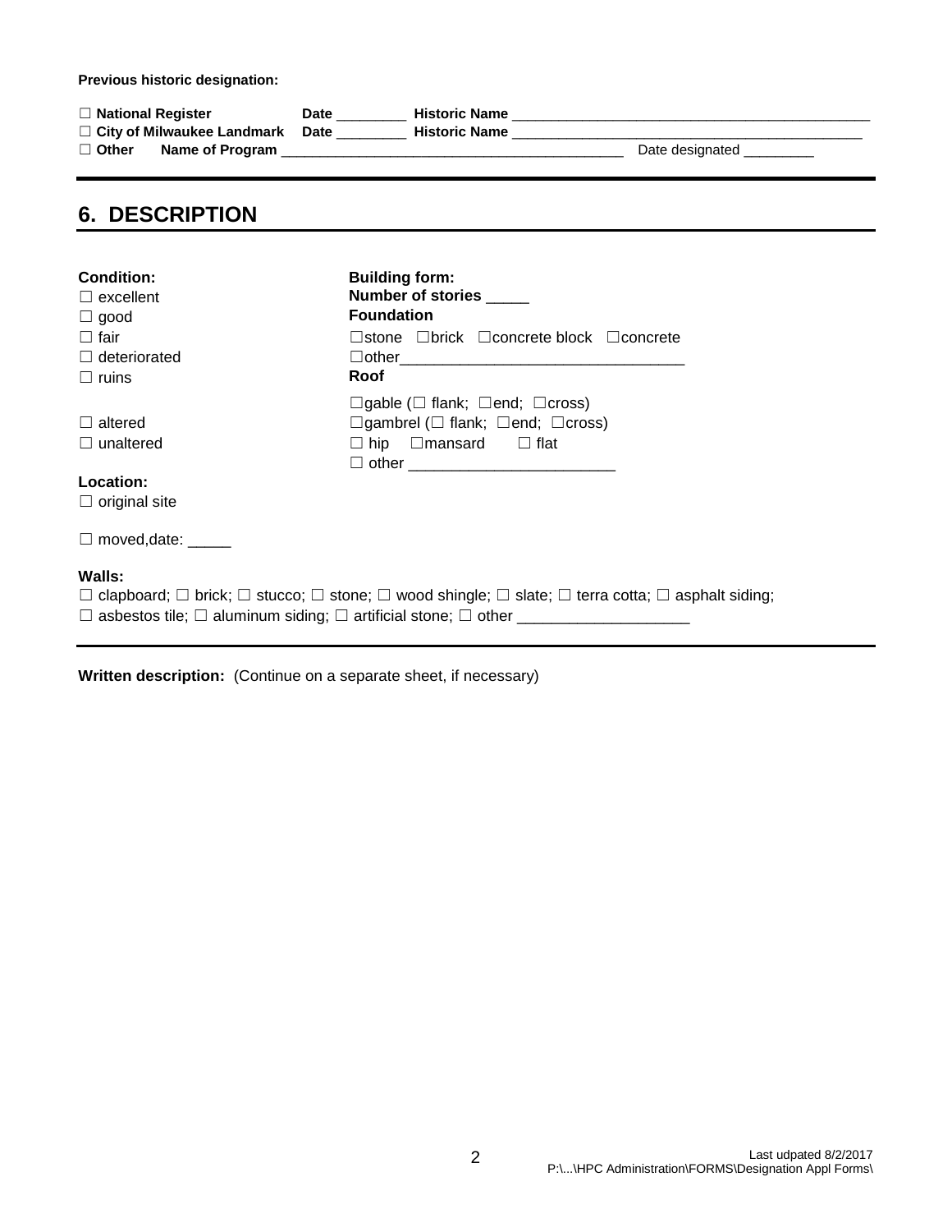**Previous historic designation:**

☐ **National Register** **Date** _________ **Historic Name** ______________________________________________
☐ **City of Milwaukee Landmark** **Date** _________ **Historic Name** ______________________________________________
☐ **Other** **Name of Program** ____________________________________________ Date designated _________

## 6. DESCRIPTION

**Condition:**
☐ excellent
☐ good
☐ fair
☐ deteriorated
☐ ruins

☐ altered
☐ unaltered

**Location:**
☐ original site

☐ moved,date: _____

**Building form:**
**Number of stories** _____
**Foundation**
☐stone ☐brick ☐concrete block ☐concrete
☐other_________________________________
**Roof**
☐gable (☐ flank; ☐end; ☐cross)
☐gambrel (☐ flank; ☐end; ☐cross)
☐ hip ☐mansard ☐ flat
☐ other ________________________

**Walls:**
☐ clapboard; ☐ brick; ☐ stucco; ☐ stone; ☐ wood shingle; ☐ slate; ☐ terra cotta; ☐ asphalt siding;
☐ asbestos tile; ☐ aluminum siding; ☐ artificial stone; ☐ other ____________________

**Written description:** (Continue on a separate sheet, if necessary)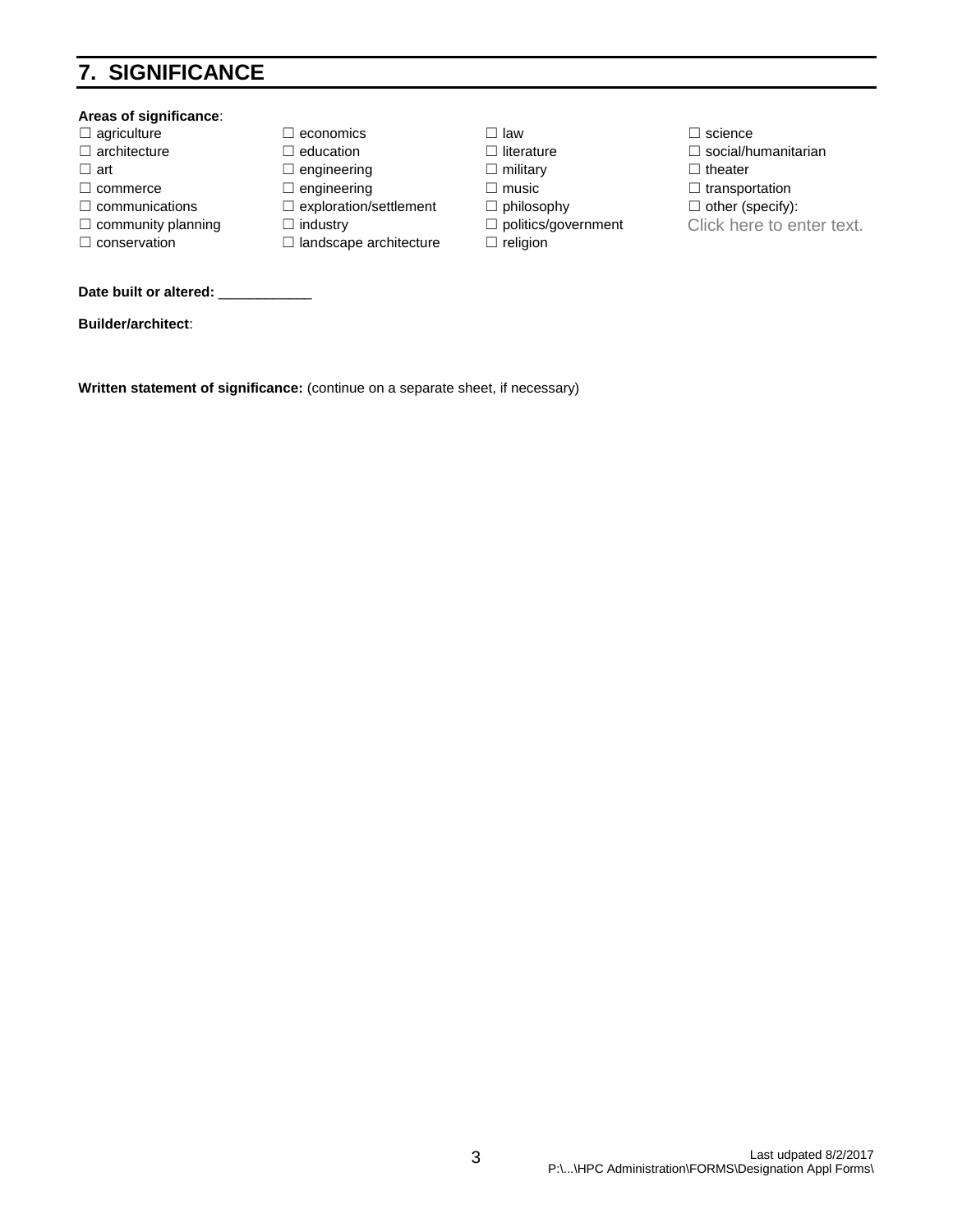## 7. SIGNIFICANCE

**Areas of significance**:

| | | | |
|---|---|---|---|
| ☐ agriculture | ☐ economics | ☐ law | ☐ science |
| ☐ architecture | ☐ education | ☐ literature | ☐ social/humanitarian |
| ☐ art | ☐ engineering | ☐ military | ☐ theater |
| ☐ commerce | ☐ engineering | ☐ music | ☐ transportation |
| ☐ communications | ☐ exploration/settlement | ☐ philosophy | ☐ other (specify): |
| ☐ community planning | ☐ industry | ☐ politics/government | Click here to enter text. |
| ☐ conservation | ☐ landscape architecture | ☐ religion | |

**Date built or altered:** ____________

**Builder/architect**:

**Written statement of significance:** (continue on a separate sheet, if necessary)

Last udpated 8/2/2017
P:\...\HPC Administration\FORMS\Designation Appl Forms\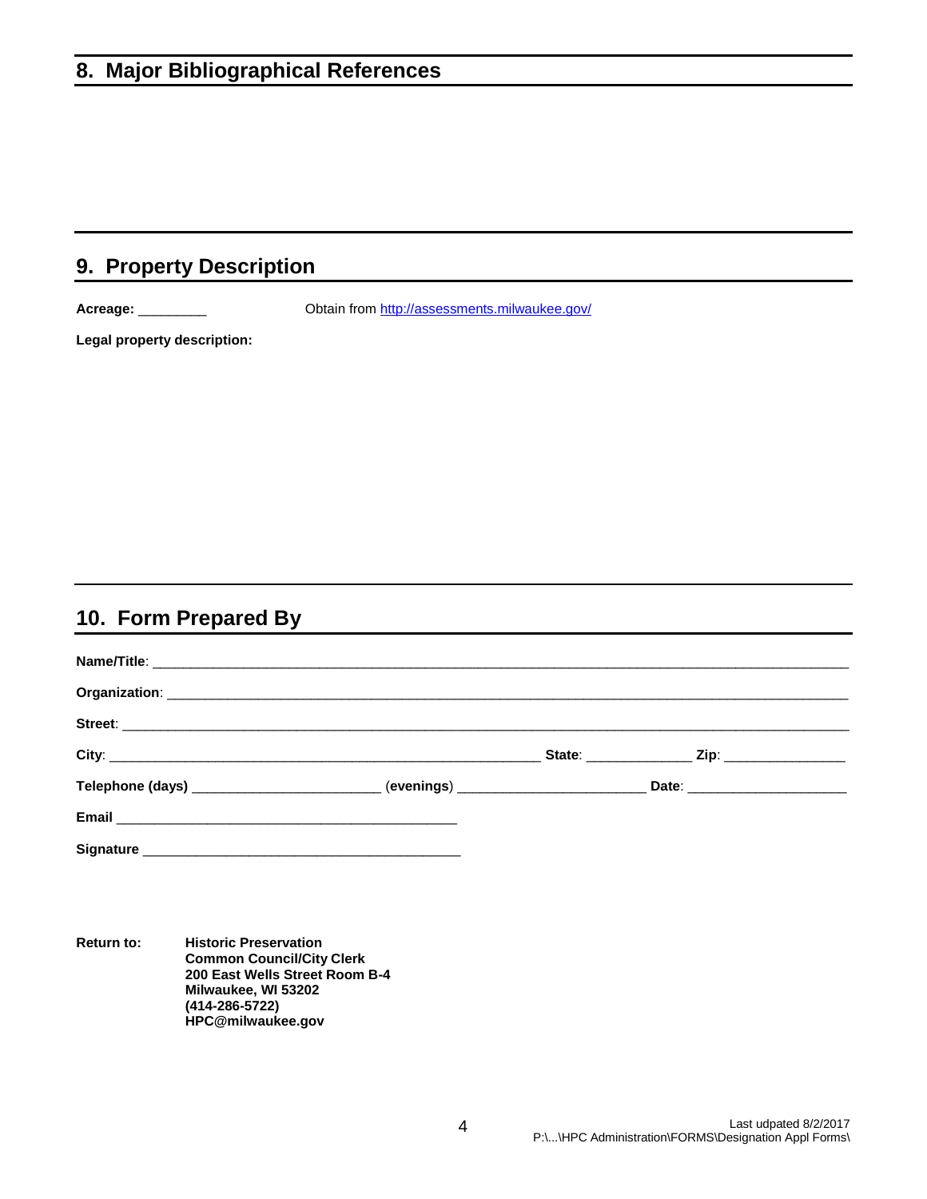## 8. Major Bibliographical References

## 9. Property Description

**Acreage:** _________ Obtain from http://assessments.milwaukee.gov/

**Legal property description:**

## 10. Form Prepared By

**Name/Title**: ________________________________________________________________________________

**Organization**: ______________________________________________________________________________

**Street**: ____________________________________________________________________________________

**City**: ___________________________________________________ **State**: ____________ **Zip**: ______________

**Telephone (days)** ______________________ **(evenings)** ______________________ **Date**: ___________________

**Email** ___________________________________________

**Signature** ________________________________________

**Return to:**

**Historic Preservation**
**Common Council/City Clerk**
**200 East Wells Street Room B-4**
**Milwaukee, WI 53202**
**(414-286-5722)**
**HPC@milwaukee.gov**

Last udpated 8/2/2017
P:\...\HPC Administration\FORMS\Designation Appl Forms\